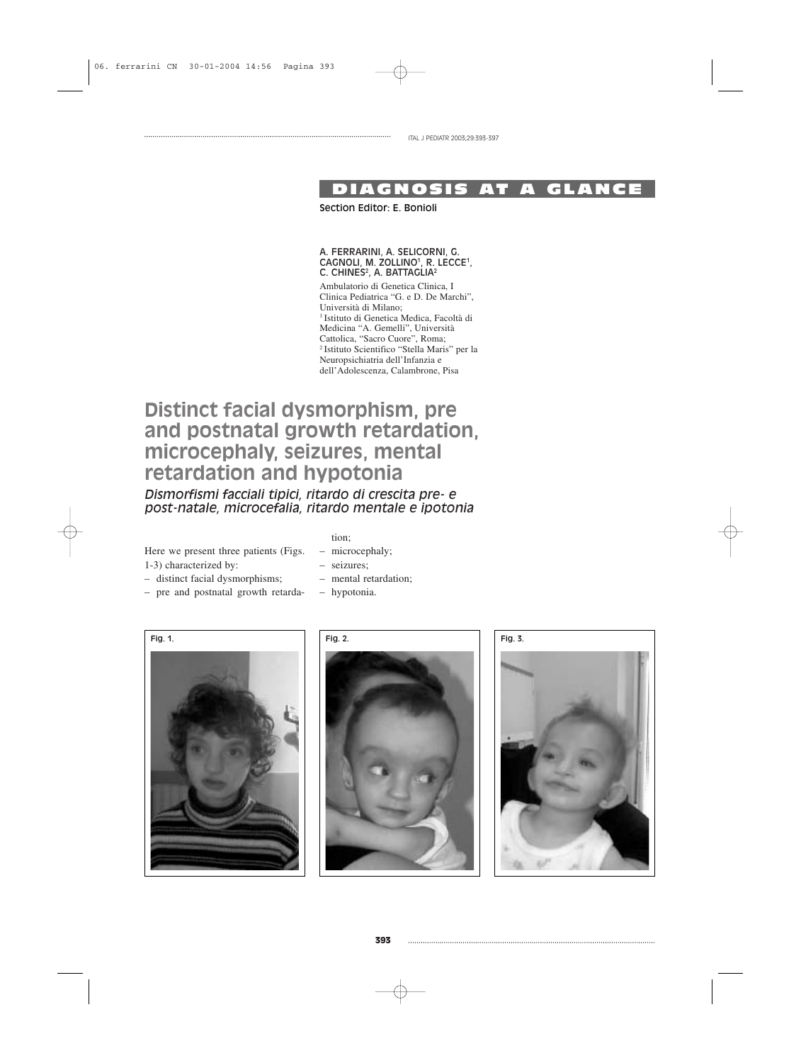DIAGNOSIS AT A GLANCE

Section Editor: E. Bonioli

A. FERRARINI, A. SELICORNI, G. CAGNOLI, M. ZOLLINO[1], R. LECCE[1], C. CHINES[2], A. BATTAGLIA[2]

Ambulatorio di Genetica Clinica, I Clinica Pediatrica "G. e D. De Marchi", Università di Milano;
[1] Istituto di Genetica Medica, Facoltà di Medicina "A. Gemelli", Università Cattolica, "Sacro Cuore", Roma;
[2] Istituto Scientifico "Stella Maris" per la Neuropsichiatria dell'Infanzia e dell'Adolescenza, Calambrone, Pisa

# Distinct facial dysmorphism, pre and postnatal growth retardation, microcephaly, seizures, mental retardation and hypotonia

*Dismorfismi facciali tipici, ritardo di crescita pre- e post-natale, microcefalia, ritardo mentale e ipotonia*

Here we present three patients (Figs. 1-3) characterized by:

- distinct facial dysmorphisms;
- pre and postnatal growth retardation;
- microcephaly;
- seizures;
- mental retardation;
- hypotonia.

Fig. 1.

Fig. 2.

Fig. 3.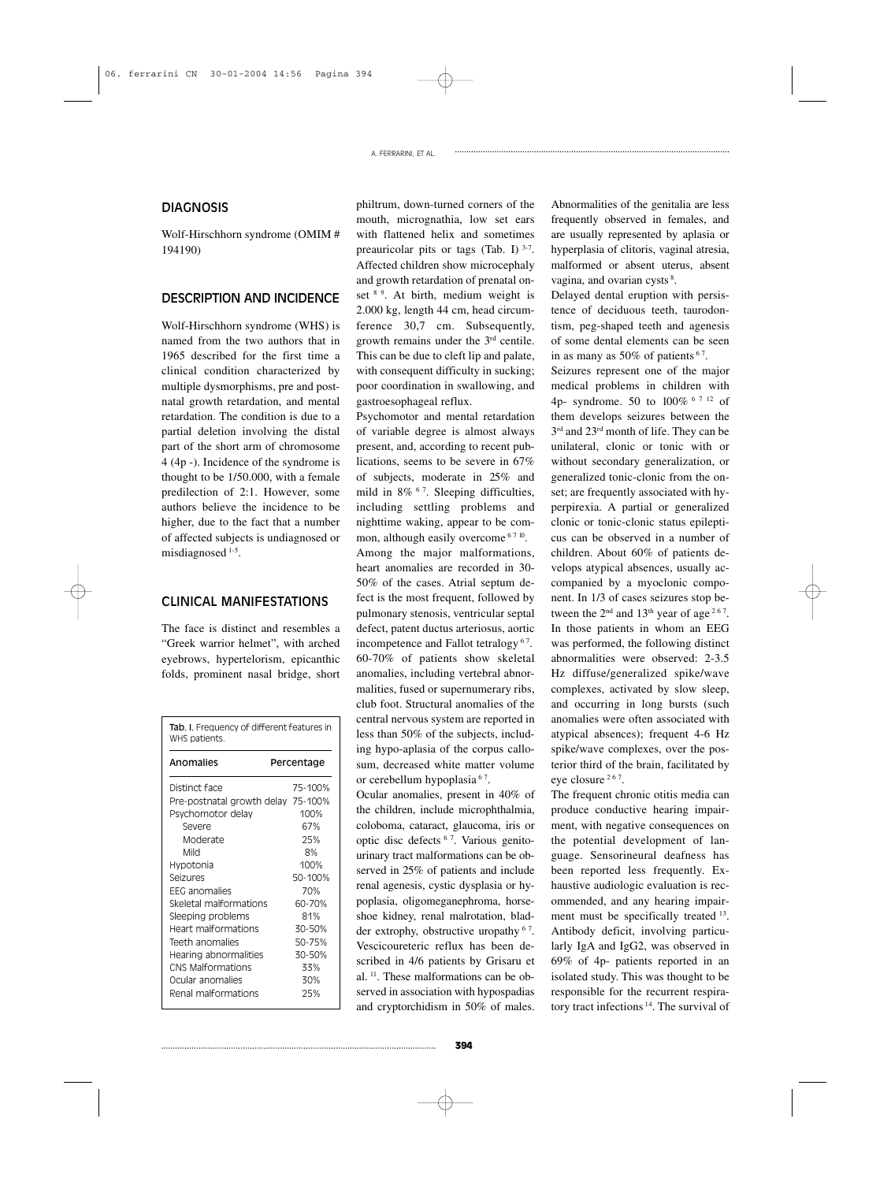## DIAGNOSIS

Wolf-Hirschhorn syndrome (OMIM # 194190)

## DESCRIPTION AND INCIDENCE

Wolf-Hirschhorn syndrome (WHS) is named from the two authors that in 1965 described for the first time a clinical condition characterized by multiple dysmorphisms, pre and postnatal growth retardation, and mental retardation. The condition is due to a partial deletion involving the distal part of the short arm of chromosome 4 (4p -). Incidence of the syndrome is thought to be 1/50.000, with a female predilection of 2:1. However, some authors believe the incidence to be higher, due to the fact that a number of affected subjects is undiagnosed or misdiagnosed [1-5].

## CLINICAL MANIFESTATIONS

The face is distinct and resembles a "Greek warrior helmet", with arched eyebrows, hypertelorism, epicanthic folds, prominent nasal bridge, short philtrum, down-turned corners of the mouth, micrognathia, low set ears with flattened helix and sometimes preauricolar pits or tags (Tab. I) [3-7]. Affected children show microcephaly and growth retardation of prenatal onset [8 9]. At birth, medium weight is 2.000 kg, length 44 cm, head circumference 30,7 cm. Subsequently, growth remains under the 3[rd] centile. This can be due to cleft lip and palate, with consequent difficulty in sucking; poor coordination in swallowing, and gastroesophageal reflux.

Tab. I. Frequency of different features in WHS patients.

| Anomalies | Percentage |
|---|---|
| Distinct face | 75-100% |
| Pre-postnatal growth delay | 75-100% |
| Psychomotor delay | 100% |
| Severe | 67% |
| Moderate | 25% |
| Mild | 8% |
| Hypotonia | 100% |
| Seizures | 50-100% |
| EEG anomalies | 70% |
| Skeletal malformations | 60-70% |
| Sleeping problems | 81% |
| Heart malformations | 30-50% |
| Teeth anomalies | 50-75% |
| Hearing abnormalities | 30-50% |
| CNS Malformations | 33% |
| Ocular anomalies | 30% |
| Renal malformations | 25% |

Psychomotor and mental retardation of variable degree is almost always present, and, according to recent publications, seems to be severe in 67% of subjects, moderate in 25% and mild in 8% [6 7]. Sleeping difficulties, including settling problems and nighttime waking, appear to be common, although easily overcome [6 7 10].

Among the major malformations, heart anomalies are recorded in 30-50% of the cases. Atrial septum defect is the most frequent, followed by pulmonary stenosis, ventricular septal defect, patent ductus arteriosus, aortic incompetence and Fallot tetralogy [6 7]. 60-70% of patients show skeletal anomalies, including vertebral abnormalities, fused or supernumerary ribs, club foot. Structural anomalies of the central nervous system are reported in less than 50% of the subjects, including hypo-aplasia of the corpus callosum, decreased white matter volume or cerebellum hypoplasia [6 7].

Ocular anomalies, present in 40% of the children, include microphthalmia, coloboma, cataract, glaucoma, iris or optic disc defects [6 7]. Various genitourinary tract malformations can be observed in 25% of patients and include renal agenesis, cystic dysplasia or hypoplasia, oligomeganephroma, horseshoe kidney, renal malrotation, bladder extrophy, obstructive uropathy [6 7]. Vescicoureteric reflux has been described in 4/6 patients by Grisaru et al. [11]. These malformations can be observed in association with hypospadias and cryptorchidism in 50% of males. Abnormalities of the genitalia are less frequently observed in females, and are usually represented by aplasia or hyperplasia of clitoris, vaginal atresia, malformed or absent uterus, absent vagina, and ovarian cysts [8].

Delayed dental eruption with persistence of deciduous teeth, taurodontism, peg-shaped teeth and agenesis of some dental elements can be seen in as many as 50% of patients [6 7].

Seizures represent one of the major medical problems in children with 4p- syndrome. 50 to 100% [6 7 12] of them develops seizures between the 3[rd] and 23[rd] month of life. They can be unilateral, clonic or tonic with or without secondary generalization, or generalized tonic-clonic from the onset; are frequently associated with hyperpirexia. A partial or generalized clonic or tonic-clonic status epilepticus can be observed in a number of children. About 60% of patients develops atypical absences, usually accompanied by a myoclonic component. In 1/3 of cases seizures stop between the 2[nd] and 13[th] year of age [2 6 7]. In those patients in whom an EEG was performed, the following distinct abnormalities were observed: 2-3.5 Hz diffuse/generalized spike/wave complexes, activated by slow sleep, and occurring in long bursts (such anomalies were often associated with atypical absences); frequent 4-6 Hz spike/wave complexes, over the posterior third of the brain, facilitated by eye closure [2 6 7].

The frequent chronic otitis media can produce conductive hearing impairment, with negative consequences on the potential development of language. Sensorineural deafness has been reported less frequently. Exhaustive audiologic evaluation is recommended, and any hearing impairment must be specifically treated [13].

Antibody deficit, involving particularly IgA and IgG2, was observed in 69% of 4p- patients reported in an isolated study. This was thought to be responsible for the recurrent respiratory tract infections [14]. The survival of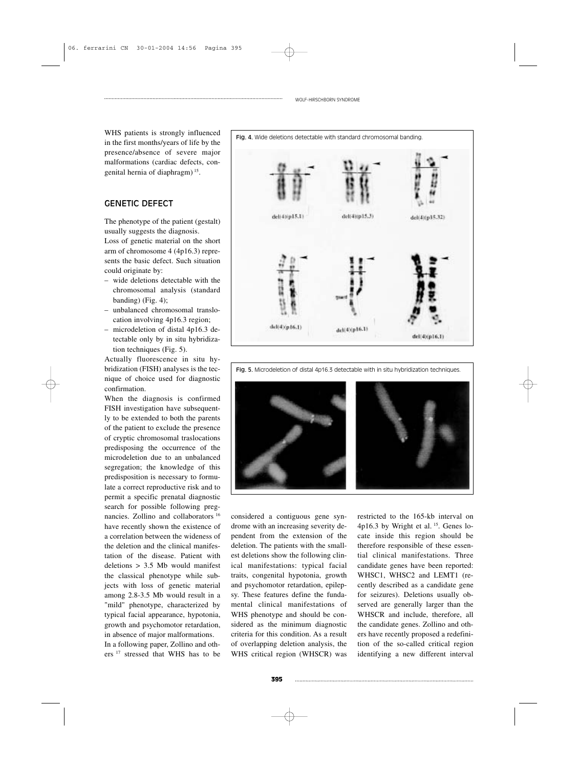WHS patients is strongly influenced in the first months/years of life by the presence/absence of severe major malformations (cardiac defects, congenital hernia of diaphragm) [15].

## GENETIC DEFECT

The phenotype of the patient (gestalt) usually suggests the diagnosis.

Loss of genetic material on the short arm of chromosome 4 (4p16.3) represents the basic defect. Such situation could originate by:

- wide deletions detectable with the chromosomal analysis (standard banding) (Fig. 4);
- unbalanced chromosomal translocation involving 4p16.3 region;
- microdeletion of distal 4p16.3 detectable only by in situ hybridization techniques (Fig. 5).

Actually fluorescence in situ hybridization (FISH) analyses is the technique of choice used for diagnostic confirmation.

When the diagnosis is confirmed FISH investigation have subsequently to be extended to both the parents of the patient to exclude the presence of cryptic chromosomal traslocations predisposing the occurrence of the microdeletion due to an unbalanced segregation; the knowledge of this predisposition is necessary to formulate a correct reproductive risk and to permit a specific prenatal diagnostic search for possible following pregnancies. Zollino and collaborators [16] have recently shown the existence of a correlation between the wideness of the deletion and the clinical manifestation of the disease. Patient with deletions > 3.5 Mb would manifest the classical phenotype while subjects with loss of genetic material among 2.8-3.5 Mb would result in a "mild" phenotype, characterized by typical facial appearance, hypotonia, growth and psychomotor retardation, in absence of major malformations.

In a following paper, Zollino and others [17] stressed that WHS has to be considered a contiguous gene syndrome with an increasing severity dependent from the extension of the deletion. The patients with the smallest deletions show the following clinical manifestations: typical facial traits, congenital hypotonia, growth and psychomotor retardation, epilepsy. These features define the fundamental clinical manifestations of WHS phenotype and should be considered as the minimum diagnostic criteria for this condition. As a result of overlapping deletion analysis, the WHS critical region (WHSCR) was restricted to the 165-kb interval on 4p16.3 by Wright et al. [15]. Genes locate inside this region should be therefore responsible of these essential clinical manifestations. Three candidate genes have been reported: WHSC1, WHSC2 and LEMT1 (recently described as a candidate gene for seizures). Deletions usually observed are generally larger than the WHSCR and include, therefore, all the candidate genes. Zollino and others have recently proposed a redefinition of the so-called critical region identifying a new different interval

**Fig. 4.** Wide deletions detectable with standard chromosomal banding.

del(4)(p15.1) del(4)(p15.3) del(4)(p15.32) del(4)(p16.1) del(4)(p16.1) del(4)(p16.1)

**Fig. 5.** Microdeletion of distal 4p16.3 detectable with in situ hybridization techniques.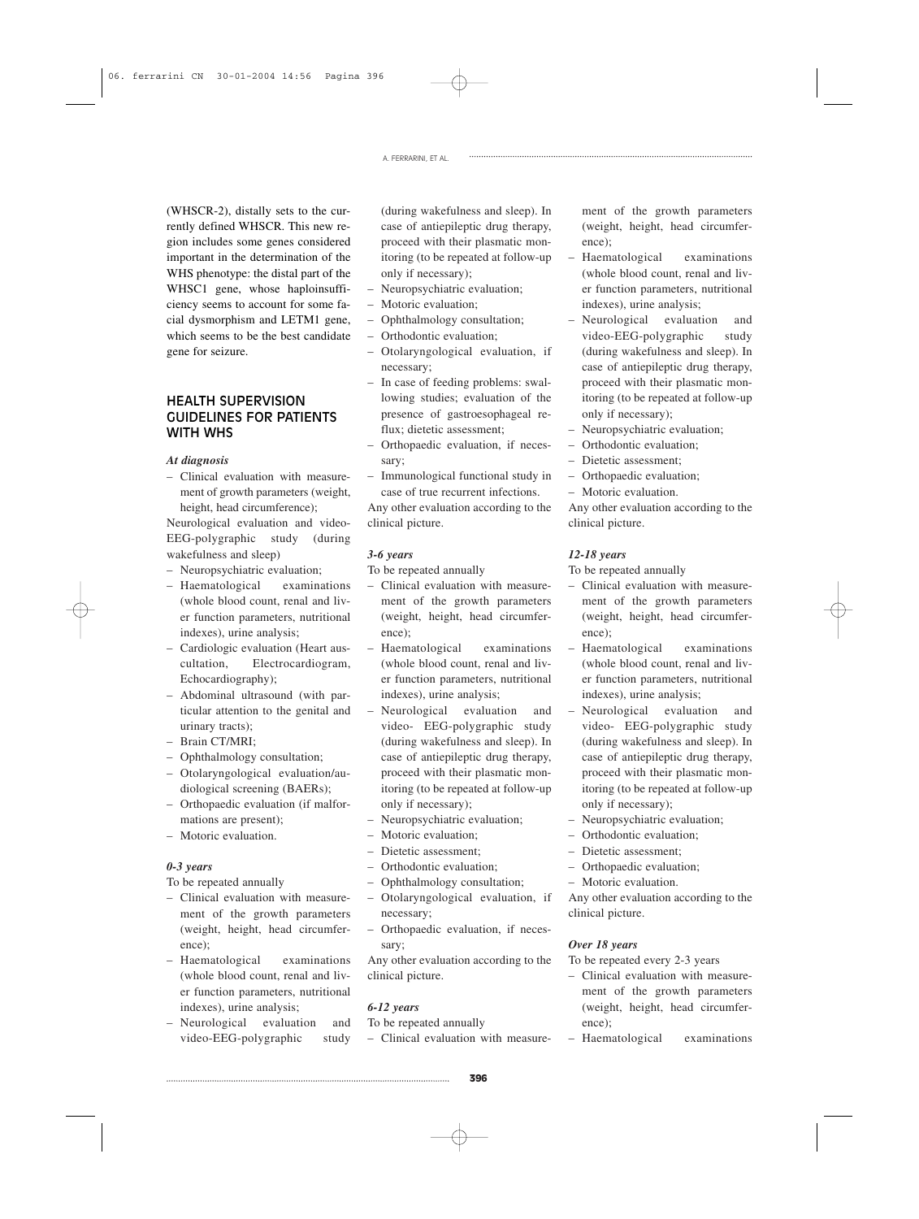(WHSCR-2), distally sets to the currently defined WHSCR. This new region includes some genes considered important in the determination of the WHS phenotype: the distal part of the WHSC1 gene, whose haploinsufficiency seems to account for some facial dysmorphism and LETM1 gene, which seems to be the best candidate gene for seizure.

## HEALTH SUPERVISION GUIDELINES FOR PATIENTS WITH WHS

***At diagnosis***

- Clinical evaluation with measurement of growth parameters (weight, height, head circumference);

Neurological evaluation and video-EEG-polygraphic study (during wakefulness and sleep)

- Neuropsychiatric evaluation;
- Haematological examinations (whole blood count, renal and liver function parameters, nutritional indexes), urine analysis;
- Cardiologic evaluation (Heart auscultation, Electrocardiogram, Echocardiography);
- Abdominal ultrasound (with particular attention to the genital and urinary tracts);
- Brain CT/MRI;
- Ophthalmology consultation;
- Otolaryngological evaluation/audiological screening (BAERs);
- Orthopaedic evaluation (if malformations are present);
- Motoric evaluation.

***0-3 years***

To be repeated annually

- Clinical evaluation with measurement of the growth parameters (weight, height, head circumference);
- Haematological examinations (whole blood count, renal and liver function parameters, nutritional indexes), urine analysis;
- Neurological evaluation and video-EEG-polygraphic study (during wakefulness and sleep). In case of antiepileptic drug therapy, proceed with their plasmatic monitoring (to be repeated at follow-up only if necessary);
- Neuropsychiatric evaluation;
- Motoric evaluation;
- Ophthalmology consultation;
- Orthodontic evaluation;
- Otolaryngological evaluation, if necessary;
- In case of feeding problems: swallowing studies; evaluation of the presence of gastroesophageal reflux; dietetic assessment;
- Orthopaedic evaluation, if necessary;
- Immunological functional study in case of true recurrent infections.

Any other evaluation according to the clinical picture.

***3-6 years***

To be repeated annually

- Clinical evaluation with measurement of the growth parameters (weight, height, head circumference);
- Haematological examinations (whole blood count, renal and liver function parameters, nutritional indexes), urine analysis;
- Neurological evaluation and video- EEG-polygraphic study (during wakefulness and sleep). In case of antiepileptic drug therapy, proceed with their plasmatic monitoring (to be repeated at follow-up only if necessary);
- Neuropsychiatric evaluation;
- Motoric evaluation;
- Dietetic assessment;
- Orthodontic evaluation;
- Ophthalmology consultation;
- Otolaryngological evaluation, if necessary;
- Orthopaedic evaluation, if necessary;

Any other evaluation according to the clinical picture.

***6-12 years***

To be repeated annually

- Clinical evaluation with measurement of the growth parameters (weight, height, head circumference);
- Haematological examinations (whole blood count, renal and liver function parameters, nutritional indexes), urine analysis;
- Neurological evaluation and video-EEG-polygraphic study (during wakefulness and sleep). In case of antiepileptic drug therapy, proceed with their plasmatic monitoring (to be repeated at follow-up only if necessary);
- Neuropsychiatric evaluation;
- Orthodontic evaluation;
- Dietetic assessment;
- Orthopaedic evaluation;
- Motoric evaluation.

Any other evaluation according to the clinical picture.

***12-18 years***

To be repeated annually

- Clinical evaluation with measurement of the growth parameters (weight, height, head circumference);
- Haematological examinations (whole blood count, renal and liver function parameters, nutritional indexes), urine analysis;
- Neurological evaluation and video- EEG-polygraphic study (during wakefulness and sleep). In case of antiepileptic drug therapy, proceed with their plasmatic monitoring (to be repeated at follow-up only if necessary);
- Neuropsychiatric evaluation;
- Orthodontic evaluation;
- Dietetic assessment;
- Orthopaedic evaluation;
- Motoric evaluation.

Any other evaluation according to the clinical picture.

***Over 18 years***

To be repeated every 2-3 years

- Clinical evaluation with measurement of the growth parameters (weight, height, head circumference);
- Haematological examinations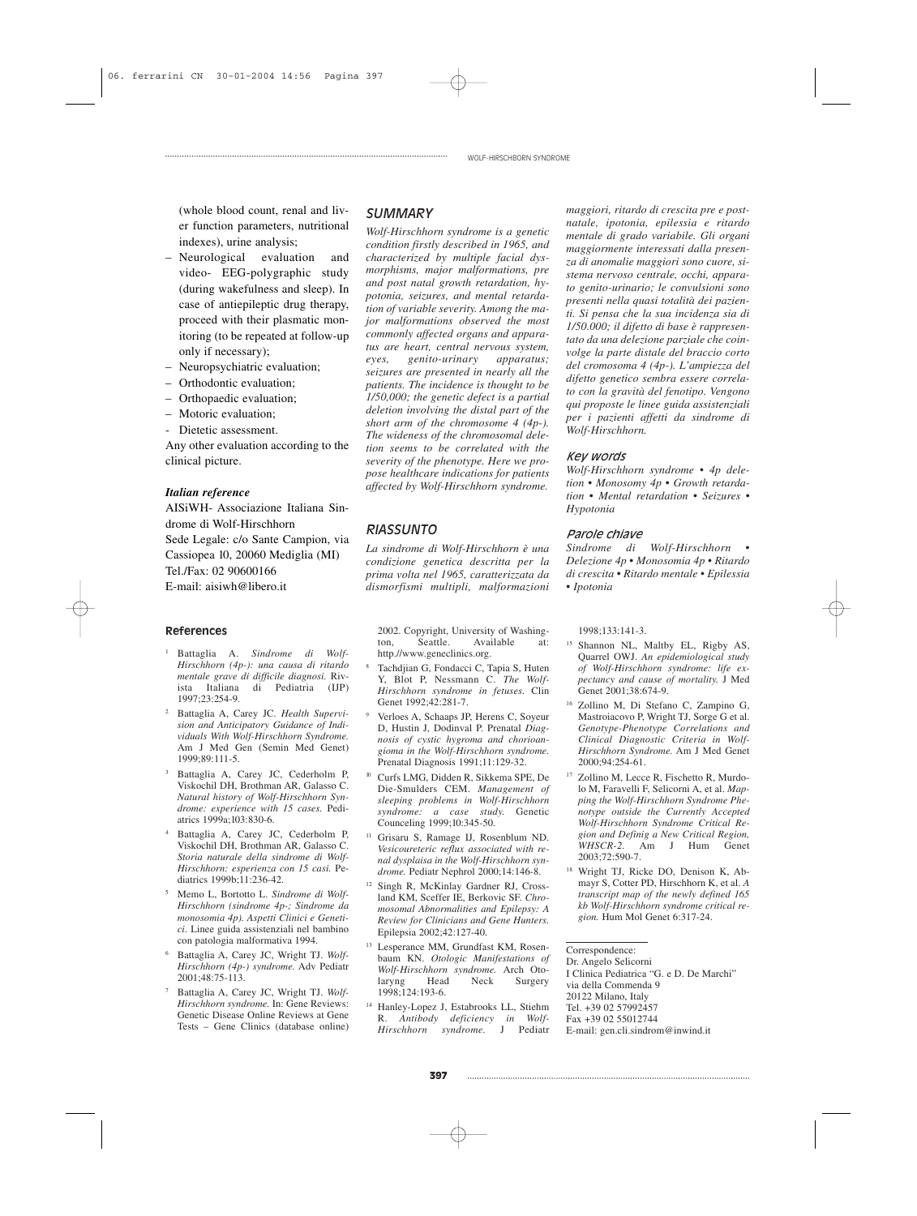(whole blood count, renal and liver function parameters, nutritional indexes), urine analysis;

- Neurological evaluation and video- EEG-polygraphic study (during wakefulness and sleep). In case of antiepileptic drug therapy, proceed with their plasmatic monitoring (to be repeated at follow-up only if necessary);
- Neuropsychiatric evaluation;
- Orthodontic evaluation;
- Orthopaedic evaluation;
- Motoric evaluation;
- Dietetic assessment.

Any other evaluation according to the clinical picture.

### *Italian reference*

AISiWH- Associazione Italiana Sindrome di Wolf-Hirschhorn
Sede Legale: c/o Sante Campion, via Cassiopea 10, 20060 Mediglia (MI)
Tel./Fax: 02 90600166
E-mail: aisiwh@libero.it

## SUMMARY

*Wolf-Hirschhorn syndrome is a genetic condition firstly described in 1965, and characterized by multiple facial dysmorphisms, major malformations, pre and post natal growth retardation, hypotonia, seizures, and mental retardation of variable severity. Among the major malformations observed the most commonly affected organs and apparatus are heart, central nervous system, eyes, genito-urinary apparatus; seizures are presented in nearly all the patients. The incidence is thought to be 1/50,000; the genetic defect is a partial deletion involving the distal part of the short arm of the chromosome 4 (4p-). The wideness of the chromosomal deletion seems to be correlated with the severity of the phenotype. Here we propose healthcare indications for patients affected by Wolf-Hirschhorn syndrome.*

## RIASSUNTO

*La sindrome di Wolf-Hirschhorn è una condizione genetica descritta per la prima volta nel 1965, caratterizzata da dismorfismi multipli, malformazioni maggiori, ritardo di crescita pre e postnatale, ipotonia, epilessia e ritardo mentale di grado variabile. Gli organi maggiormente interessati dalla presenza di anomalie maggiori sono cuore, sistema nervoso centrale, occhi, apparato genito-urinario; le convulsioni sono presenti nella quasi totalità dei pazienti. Si pensa che la sua incidenza sia di 1/50.000; il difetto di base è rappresentato da una delezione parziale che coinvolge la parte distale del braccio corto del cromosoma 4 (4p-). L'ampiezza del difetto genetico sembra essere correlato con la gravità del fenotipo. Vengono qui proposte le linee guida assistenziali per i pazienti affetti da sindrome di Wolf-Hirschhorn.*

### Key words

*Wolf-Hirschhorn syndrome • 4p deletion • Monosomy 4p • Growth retardation • Mental retardation • Seizures • Hypotonia*

### Parole chiave

*Sindrome di Wolf-Hirschhorn • Delezione 4p • Monosomia 4p • Ritardo di crescita • Ritardo mentale • Epilessia • Ipotonia*

## References

1. Battaglia A. *Sindrome di Wolf-Hirschhorn (4p-): una causa di ritardo mentale grave di difficile diagnosi.* Rivista Italiana di Pediatria (IJP) 1997;23:254-9.
2. Battaglia A, Carey JC. *Health Supervision and Anticipatory Guidance of Individuals With Wolf-Hirschhorn Syndrome.* Am J Med Gen (Semin Med Genet) 1999;89:111-5.
3. Battaglia A, Carey JC, Cederholm P, Viskochil DH, Brothman AR, Galasso C. *Natural history of Wolf-Hirschhorn Syndrome: experience with 15 cases.* Pediatrics 1999a;103:830-6.
4. Battaglia A, Carey JC, Cederholm P, Viskochil DH, Brothman AR, Galasso C. *Storia naturale della sindrome di Wolf-Hirschhorn: esperienza con 15 casi.* Pediatrics 1999b;11:236-42.
5. Memo L, Bortotto L. *Sindrome di Wolf-Hirschhorn (sindrome 4p-; Sindrome da monosomia 4p). Aspetti Clinici e Genetici.* Linee guida assistenziali nel bambino con patologia malformativa 1994.
6. Battaglia A, Carey JC, Wright TJ. *Wolf-Hirschhorn (4p-) syndrome.* Adv Pediatr 2001;48:75-113.
7. Battaglia A, Carey JC, Wright TJ. *Wolf-Hirschhorn syndrome.* In: Gene Reviews: Genetic Disease Online Reviews at Gene Tests – Gene Clinics (database online) 2002. Copyright, University of Washington, Seattle. Available at: http.//www.geneclinics.org.
8. Tachdjian G, Fondacci C, Tapia S, Huten Y, Blot P, Nessmann C. *The Wolf-Hirschhorn syndrome in fetuses.* Clin Genet 1992;42:281-7.
9. Verloes A, Schaaps JP, Herens C, Soyeur D, Hustin J, Dodinval P. *Prenatal Diagnosis of cystic hygroma and chorioangioma in the Wolf-Hirschhorn syndrome.* Prenatal Diagnosis 1991;11:129-32.
10. Curfs LMG, Didden R, Sikkema SPE, De Die-Smulders CEM. *Management of sleeping problems in Wolf-Hirschhorn syndrome: a case study.* Genetic Counceling 1999;10:345-50.
11. Grisaru S, Ramage IJ, Rosenblum ND. *Vesicoureteric reflux associated with renal dysplaisa in the Wolf-Hirschhorn syndrome.* Pediatr Nephrol 2000;14:146-8.
12. Singh R, McKinlay Gardner RJ, Crossland KM, Sceffer IE, Berkovic SF. *Chromosomal Abnormalities and Epilepsy: A Review for Clinicians and Gene Hunters.* Epilepsia 2002;42:127-40.
13. Lesperance MM, Grundfast KM, Rosenbaum KN. *Otologic Manifestations of Wolf-Hirschhorn syndrome.* Arch Otolaryng Head Neck Surgery 1998;124:193-6.
14. Hanley-Lopez J, Estabrooks LL, Stiehm R. *Antibody deficiency in Wolf-Hirschhorn syndrome.* J Pediatr 1998;133:141-3.
15. Shannon NL, Maltby EL, Rigby AS, Quarrel OWJ. *An epidemiological study of Wolf-Hirschhorn syndrome: life expectancy and cause of mortality.* J Med Genet 2001;38:674-9.
16. Zollino M, Di Stefano C, Zampino G, Mastroiacovo P, Wright TJ, Sorge G et al. *Genotype-Phenotype Correlations and Clinical Diagnostic Criteria in Wolf-Hirschhorn Syndrome.* Am J Med Genet 2000;94:254-61.
17. Zollino M, Lecce R, Fischetto R, Murdolo M, Faravelli F, Selicorni A, et al. *Mapping the Wolf-Hirschhorn Syndrome Phenotype outside the Currently Accepted Wolf-Hirschhorn Syndrome Critical Region and Definig a New Critical Region, WHSCR-2.* Am J Hum Genet 2003;72:590-7.
18. Wright TJ, Ricke DO, Denison K, Abmayr S, Cotter PD, Hirschhorn K, et al. *A transcript map of the newly defined 165 kb Wolf-Hirschhorn syndrome critical region.* Hum Mol Genet 6:317-24.

Correspondence:
Dr. Angelo Selicorni
I Clinica Pediatrica "G. e D. De Marchi"
via della Commenda 9
20122 Milano, Italy
Tel. +39 02 57992457
Fax +39 02 55012744
E-mail: gen.cli.sindrom@inwind.it